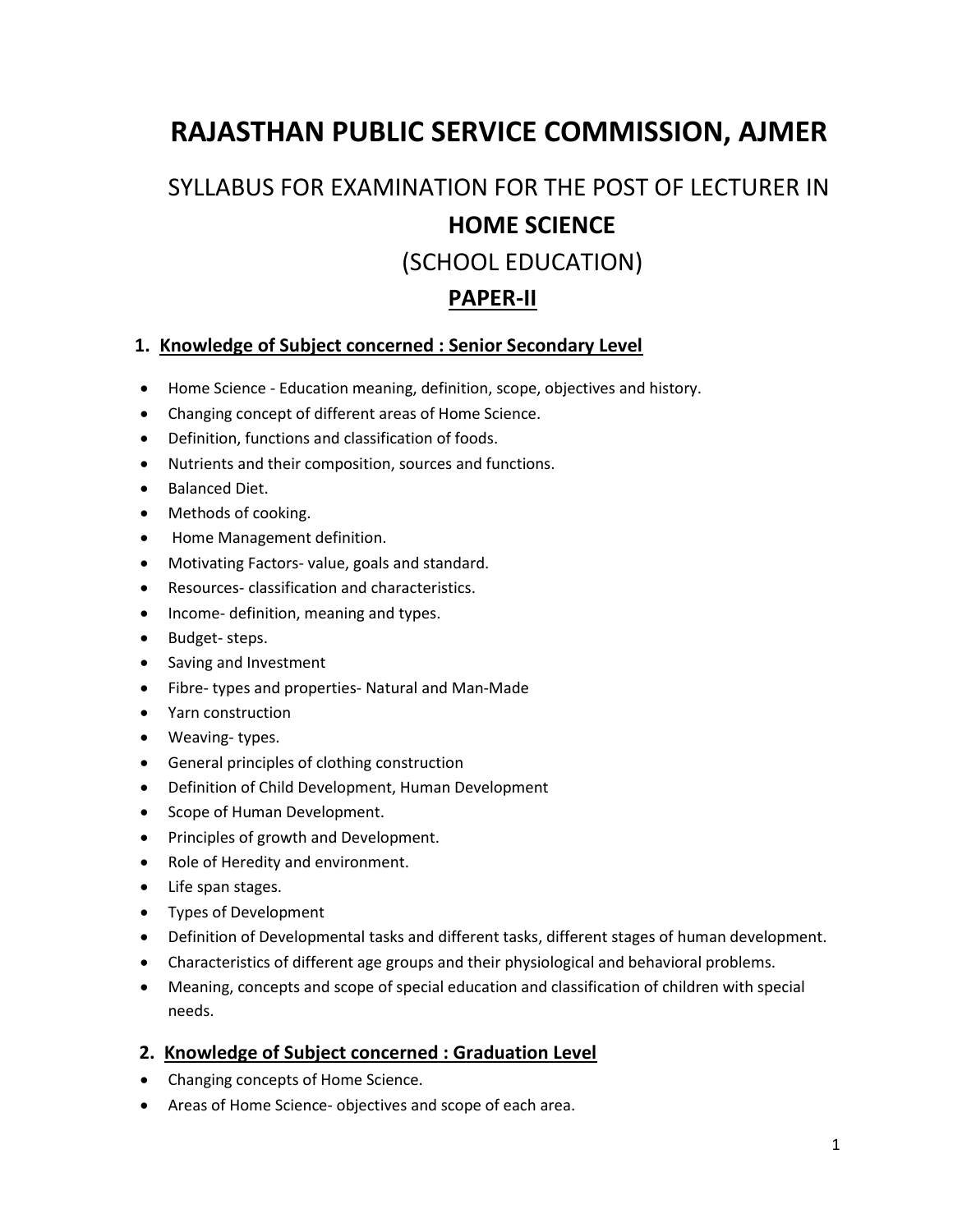# RAJASTHAN PUBLIC SERVICE COMMISSION, AJMER

## SYLLABUS FOR EXAMINATION FOR THE POST OF LECTURER IN

## HOME SCIENCE

## (SCHOOL EDUCATION)

## PAPER-II

### 1. Knowledge of Subject concerned : Senior Secondary Level

- Home Science - Education meaning, definition, scope, objectives and history.
- Changing concept of different areas of Home Science.
- Definition, functions and classification of foods.
- Nutrients and their composition, sources and functions.
- Balanced Diet.
- Methods of cooking.
- Home Management definition.
- Motivating Factors- value, goals and standard.
- Resources- classification and characteristics.
- Income- definition, meaning and types.
- Budget- steps.
- Saving and Investment
- Fibre- types and properties- Natural and Man-Made
- Yarn construction
- Weaving- types.
- General principles of clothing construction
- Definition of Child Development, Human Development
- Scope of Human Development.
- Principles of growth and Development.
- Role of Heredity and environment.
- Life span stages.
- Types of Development
- Definition of Developmental tasks and different tasks, different stages of human development.
- Characteristics of different age groups and their physiological and behavioral problems.
- Meaning, concepts and scope of special education and classification of children with special needs.

### 2. Knowledge of Subject concerned : Graduation Level

- Changing concepts of Home Science.
- Areas of Home Science- objectives and scope of each area.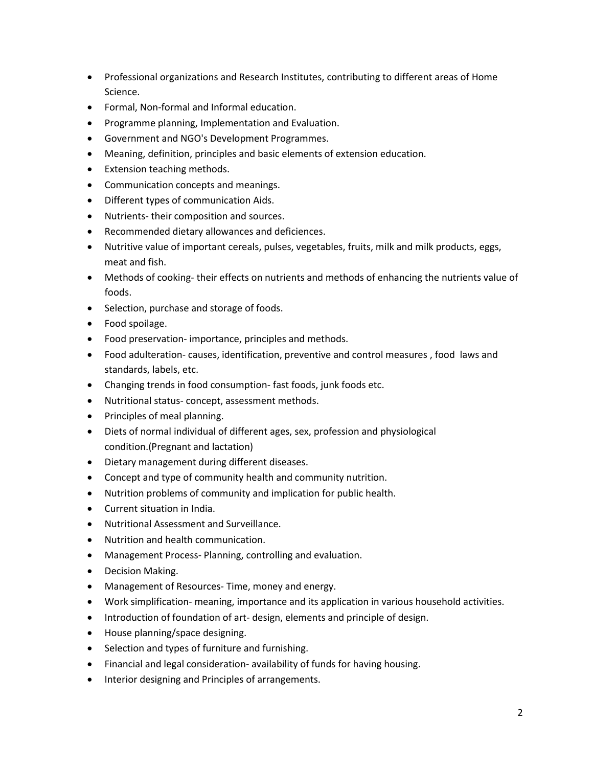- Professional organizations and Research Institutes, contributing to different areas of Home Science.
- Formal, Non-formal and Informal education.
- Programme planning, Implementation and Evaluation.
- Government and NGO's Development Programmes.
- Meaning, definition, principles and basic elements of extension education.
- Extension teaching methods.
- Communication concepts and meanings.
- Different types of communication Aids.
- Nutrients- their composition and sources.
- Recommended dietary allowances and deficiences.
- Nutritive value of important cereals, pulses, vegetables, fruits, milk and milk products, eggs, meat and fish.
- Methods of cooking- their effects on nutrients and methods of enhancing the nutrients value of foods.
- Selection, purchase and storage of foods.
- Food spoilage.
- Food preservation- importance, principles and methods.
- Food adulteration- causes, identification, preventive and control measures , food laws and standards, labels, etc.
- Changing trends in food consumption- fast foods, junk foods etc.
- Nutritional status- concept, assessment methods.
- Principles of meal planning.
- Diets of normal individual of different ages, sex, profession and physiological condition.(Pregnant and lactation)
- Dietary management during different diseases.
- Concept and type of community health and community nutrition.
- Nutrition problems of community and implication for public health.
- Current situation in India.
- Nutritional Assessment and Surveillance.
- Nutrition and health communication.
- Management Process- Planning, controlling and evaluation.
- Decision Making.
- Management of Resources- Time, money and energy.
- Work simplification- meaning, importance and its application in various household activities.
- Introduction of foundation of art- design, elements and principle of design.
- House planning/space designing.
- Selection and types of furniture and furnishing.
- Financial and legal consideration- availability of funds for having housing.
- Interior designing and Principles of arrangements.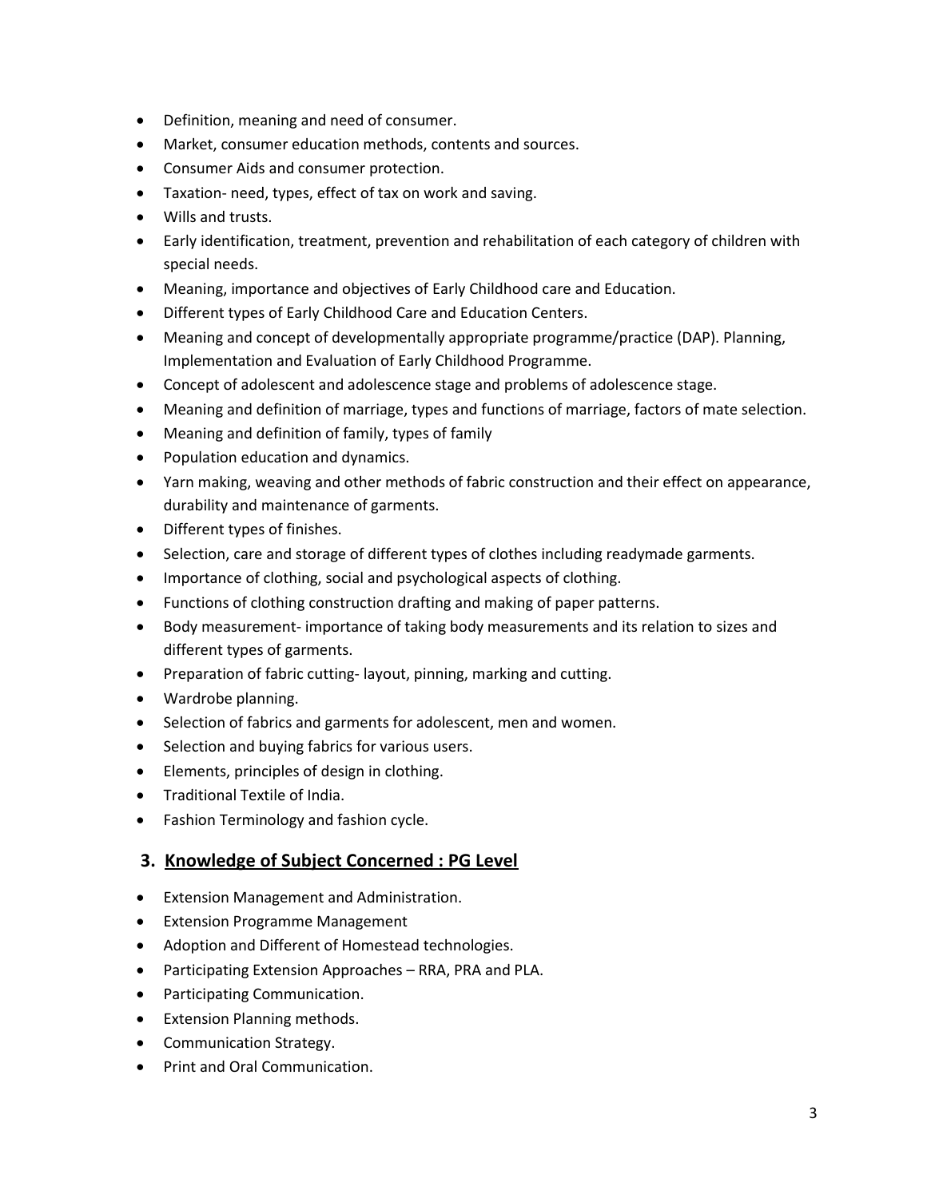- Definition, meaning and need of consumer.
- Market, consumer education methods, contents and sources.
- Consumer Aids and consumer protection.
- Taxation- need, types, effect of tax on work and saving.
- Wills and trusts.
- Early identification, treatment, prevention and rehabilitation of each category of children with special needs.
- Meaning, importance and objectives of Early Childhood care and Education.
- Different types of Early Childhood Care and Education Centers.
- Meaning and concept of developmentally appropriate programme/practice (DAP). Planning, Implementation and Evaluation of Early Childhood Programme.
- Concept of adolescent and adolescence stage and problems of adolescence stage.
- Meaning and definition of marriage, types and functions of marriage, factors of mate selection.
- Meaning and definition of family, types of family
- Population education and dynamics.
- Yarn making, weaving and other methods of fabric construction and their effect on appearance, durability and maintenance of garments.
- Different types of finishes.
- Selection, care and storage of different types of clothes including readymade garments.
- Importance of clothing, social and psychological aspects of clothing.
- Functions of clothing construction drafting and making of paper patterns.
- Body measurement- importance of taking body measurements and its relation to sizes and different types of garments.
- Preparation of fabric cutting- layout, pinning, marking and cutting.
- Wardrobe planning.
- Selection of fabrics and garments for adolescent, men and women.
- Selection and buying fabrics for various users.
- Elements, principles of design in clothing.
- Traditional Textile of India.
- Fashion Terminology and fashion cycle.

## 3. Knowledge of Subject Concerned : PG Level

- Extension Management and Administration.
- Extension Programme Management
- Adoption and Different of Homestead technologies.
- Participating Extension Approaches – RRA, PRA and PLA.
- Participating Communication.
- Extension Planning methods.
- Communication Strategy.
- Print and Oral Communication.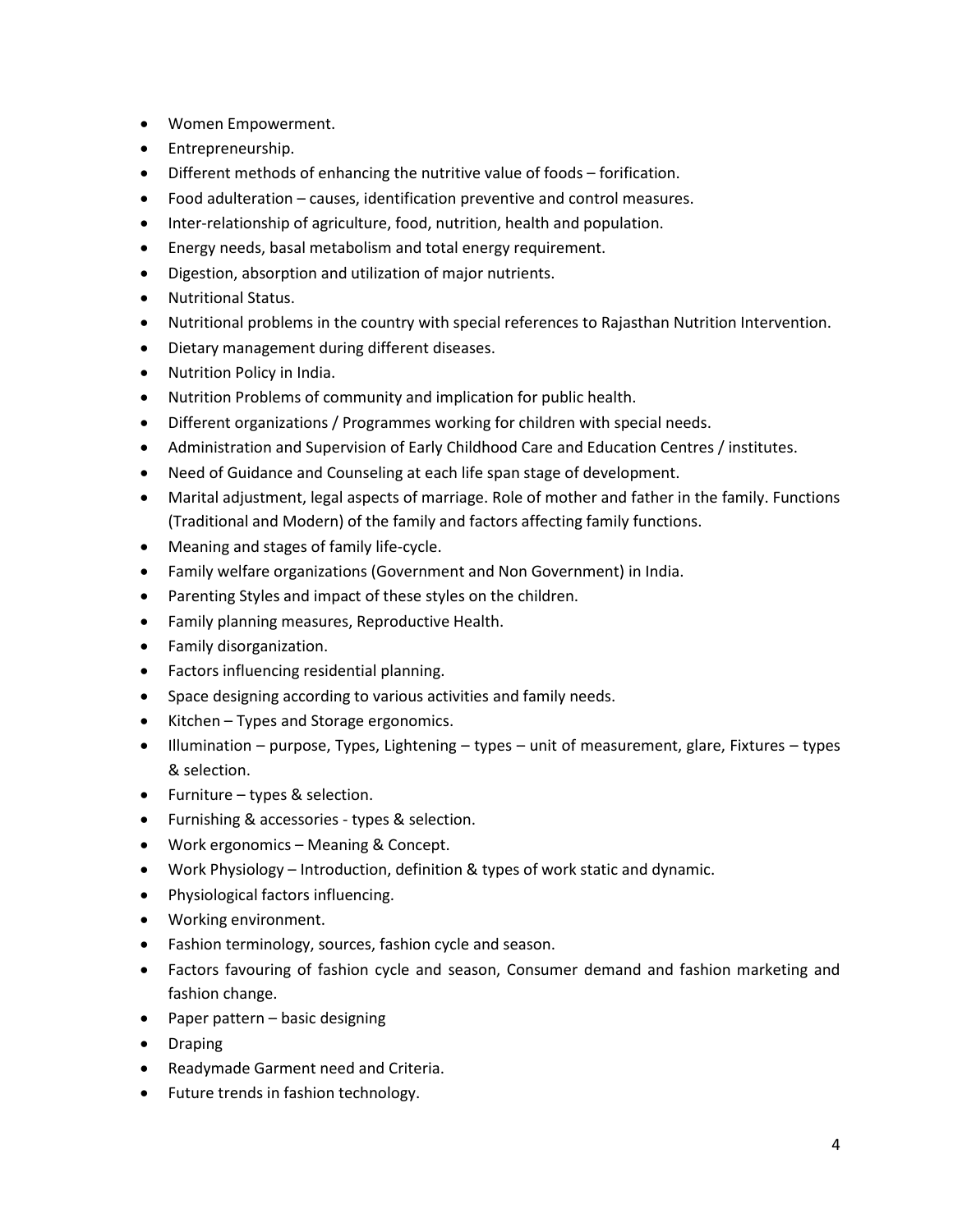- Women Empowerment.
- Entrepreneurship.
- Different methods of enhancing the nutritive value of foods – forification.
- Food adulteration – causes, identification preventive and control measures.
- Inter-relationship of agriculture, food, nutrition, health and population.
- Energy needs, basal metabolism and total energy requirement.
- Digestion, absorption and utilization of major nutrients.
- Nutritional Status.
- Nutritional problems in the country with special references to Rajasthan Nutrition Intervention.
- Dietary management during different diseases.
- Nutrition Policy in India.
- Nutrition Problems of community and implication for public health.
- Different organizations / Programmes working for children with special needs.
- Administration and Supervision of Early Childhood Care and Education Centres / institutes.
- Need of Guidance and Counseling at each life span stage of development.
- Marital adjustment, legal aspects of marriage. Role of mother and father in the family. Functions (Traditional and Modern) of the family and factors affecting family functions.
- Meaning and stages of family life-cycle.
- Family welfare organizations (Government and Non Government) in India.
- Parenting Styles and impact of these styles on the children.
- Family planning measures, Reproductive Health.
- Family disorganization.
- Factors influencing residential planning.
- Space designing according to various activities and family needs.
- Kitchen – Types and Storage ergonomics.
- Illumination – purpose, Types, Lightening – types – unit of measurement, glare, Fixtures – types & selection.
- Furniture – types & selection.
- Furnishing & accessories - types & selection.
- Work ergonomics – Meaning & Concept.
- Work Physiology – Introduction, definition & types of work static and dynamic.
- Physiological factors influencing.
- Working environment.
- Fashion terminology, sources, fashion cycle and season.
- Factors favouring of fashion cycle and season, Consumer demand and fashion marketing and fashion change.
- Paper pattern – basic designing
- Draping
- Readymade Garment need and Criteria.
- Future trends in fashion technology.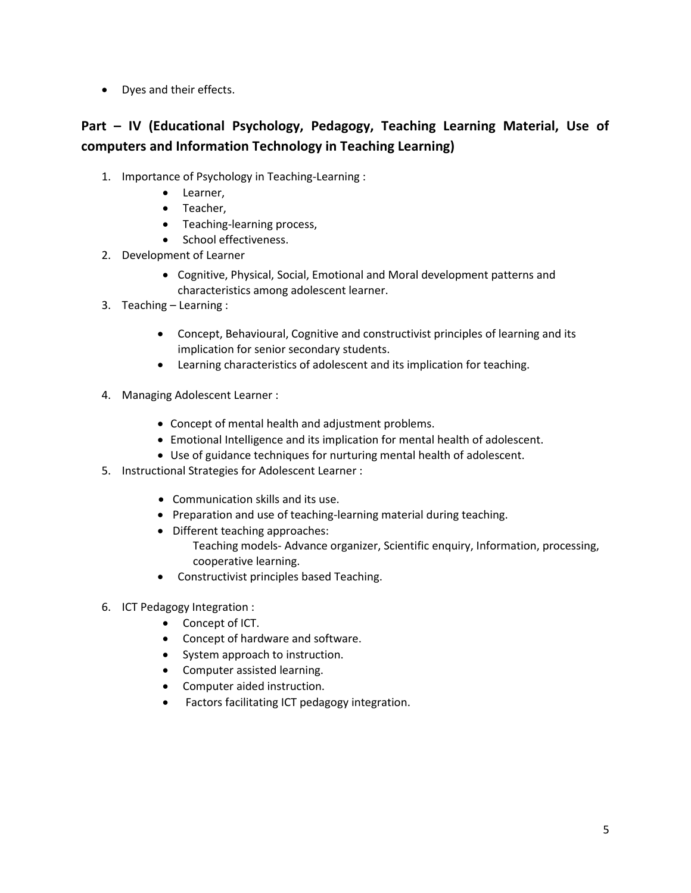- Dyes and their effects.

## Part – IV (Educational Psychology, Pedagogy, Teaching Learning Material, Use of computers and Information Technology in Teaching Learning)

1. Importance of Psychology in Teaching-Learning :
    - Learner,
    - Teacher,
    - Teaching-learning process,
    - School effectiveness.
2. Development of Learner
    - Cognitive, Physical, Social, Emotional and Moral development patterns and characteristics among adolescent learner.
3. Teaching – Learning :
    - Concept, Behavioural, Cognitive and constructivist principles of learning and its implication for senior secondary students.
    - Learning characteristics of adolescent and its implication for teaching.
4. Managing Adolescent Learner :
    - Concept of mental health and adjustment problems.
    - Emotional Intelligence and its implication for mental health of adolescent.
    - Use of guidance techniques for nurturing mental health of adolescent.
5. Instructional Strategies for Adolescent Learner :
    - Communication skills and its use.
    - Preparation and use of teaching-learning material during teaching.
    - Different teaching approaches:
      Teaching models- Advance organizer, Scientific enquiry, Information, processing, cooperative learning.
    - Constructivist principles based Teaching.
6. ICT Pedagogy Integration :
    - Concept of ICT.
    - Concept of hardware and software.
    - System approach to instruction.
    - Computer assisted learning.
    - Computer aided instruction.
    - Factors facilitating ICT pedagogy integration.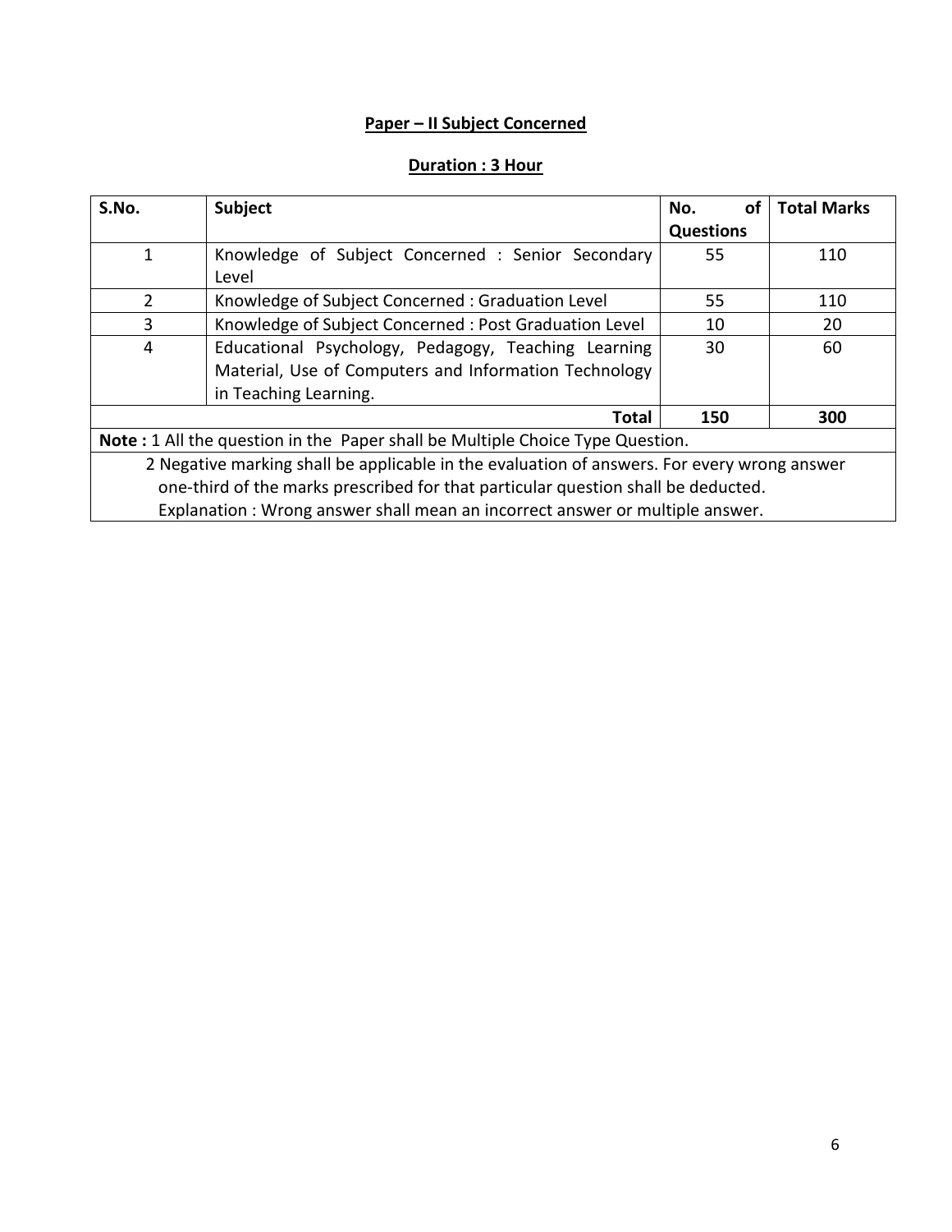**Paper – II Subject Concerned**

**Duration : 3 Hour**

| S.No. | Subject | No. of Questions | Total Marks |
|---|---|---|---|
| 1 | Knowledge of Subject Concerned : Senior Secondary Level | 55 | 110 |
| 2 | Knowledge of Subject Concerned : Graduation Level | 55 | 110 |
| 3 | Knowledge of Subject Concerned : Post Graduation Level | 10 | 20 |
| 4 | Educational Psychology, Pedagogy, Teaching Learning Material, Use of Computers and Information Technology in Teaching Learning. | 30 | 60 |
| | **Total** | **150** | **300** |
| **Note :** 1 All the question in the Paper shall be Multiple Choice Type Question. | | | |
| 2 Negative marking shall be applicable in the evaluation of answers. For every wrong answer one-third of the marks prescribed for that particular question shall be deducted. Explanation : Wrong answer shall mean an incorrect answer or multiple answer. | | | |